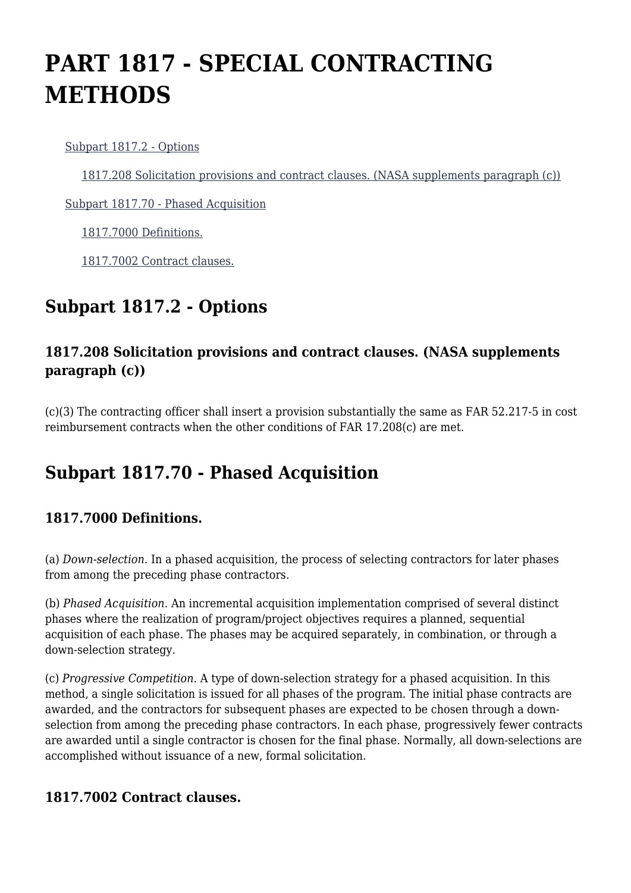# PART 1817 - SPECIAL CONTRACTING METHODS

- Subpart 1817.2 - Options
  - 1817.208 Solicitation provisions and contract clauses. (NASA supplements paragraph (c))
- Subpart 1817.70 - Phased Acquisition
  - 1817.7000 Definitions.
  - 1817.7002 Contract clauses.

## Subpart 1817.2 - Options

### 1817.208 Solicitation provisions and contract clauses. (NASA supplements paragraph (c))

(c)(3) The contracting officer shall insert a provision substantially the same as FAR 52.217-5 in cost reimbursement contracts when the other conditions of FAR 17.208(c) are met.

## Subpart 1817.70 - Phased Acquisition

### 1817.7000 Definitions.

(a) *Down-selection.* In a phased acquisition, the process of selecting contractors for later phases from among the preceding phase contractors.

(b) *Phased Acquisition.* An incremental acquisition implementation comprised of several distinct phases where the realization of program/project objectives requires a planned, sequential acquisition of each phase. The phases may be acquired separately, in combination, or through a down-selection strategy.

(c) *Progressive Competition.* A type of down-selection strategy for a phased acquisition. In this method, a single solicitation is issued for all phases of the program. The initial phase contracts are awarded, and the contractors for subsequent phases are expected to be chosen through a down-selection from among the preceding phase contractors. In each phase, progressively fewer contracts are awarded until a single contractor is chosen for the final phase. Normally, all down-selections are accomplished without issuance of a new, formal solicitation.

### 1817.7002 Contract clauses.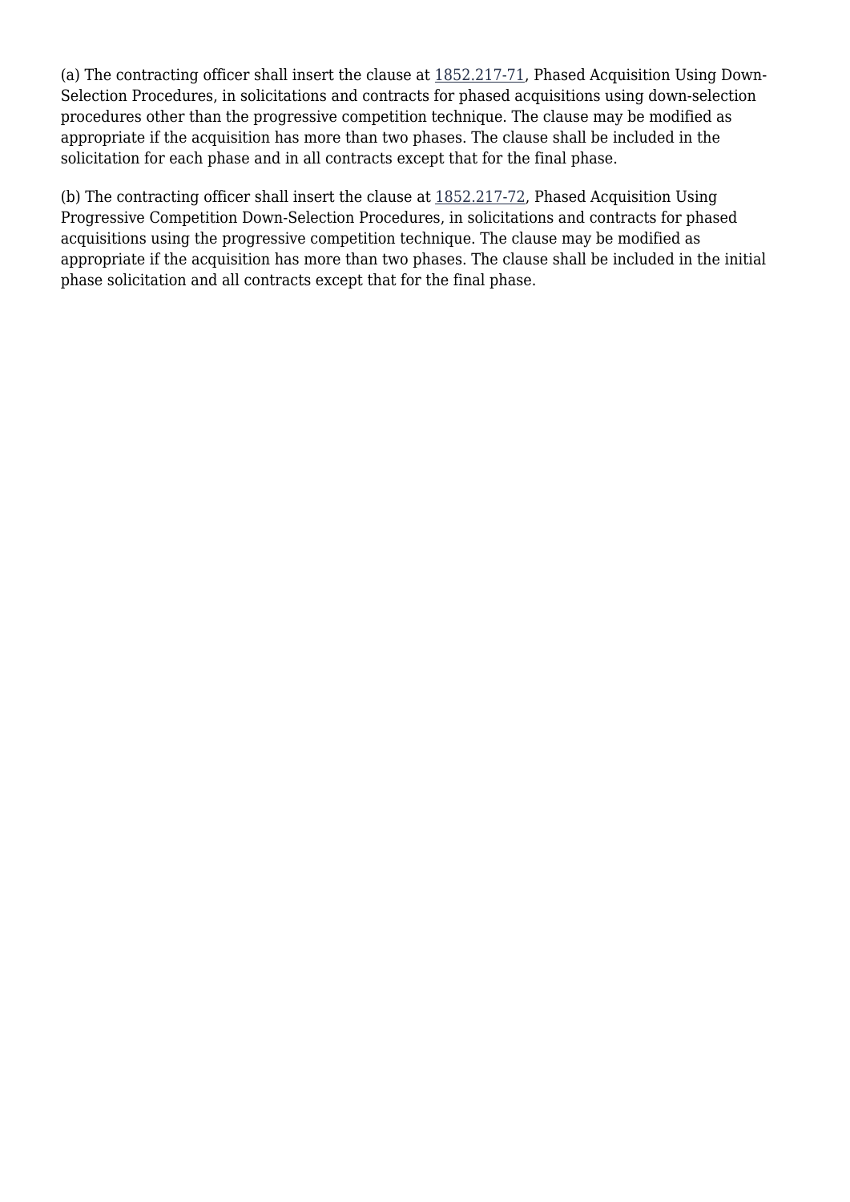(a) The contracting officer shall insert the clause at 1852.217-71, Phased Acquisition Using Down-Selection Procedures, in solicitations and contracts for phased acquisitions using down-selection procedures other than the progressive competition technique. The clause may be modified as appropriate if the acquisition has more than two phases. The clause shall be included in the solicitation for each phase and in all contracts except that for the final phase.

(b) The contracting officer shall insert the clause at 1852.217-72, Phased Acquisition Using Progressive Competition Down-Selection Procedures, in solicitations and contracts for phased acquisitions using the progressive competition technique. The clause may be modified as appropriate if the acquisition has more than two phases. The clause shall be included in the initial phase solicitation and all contracts except that for the final phase.